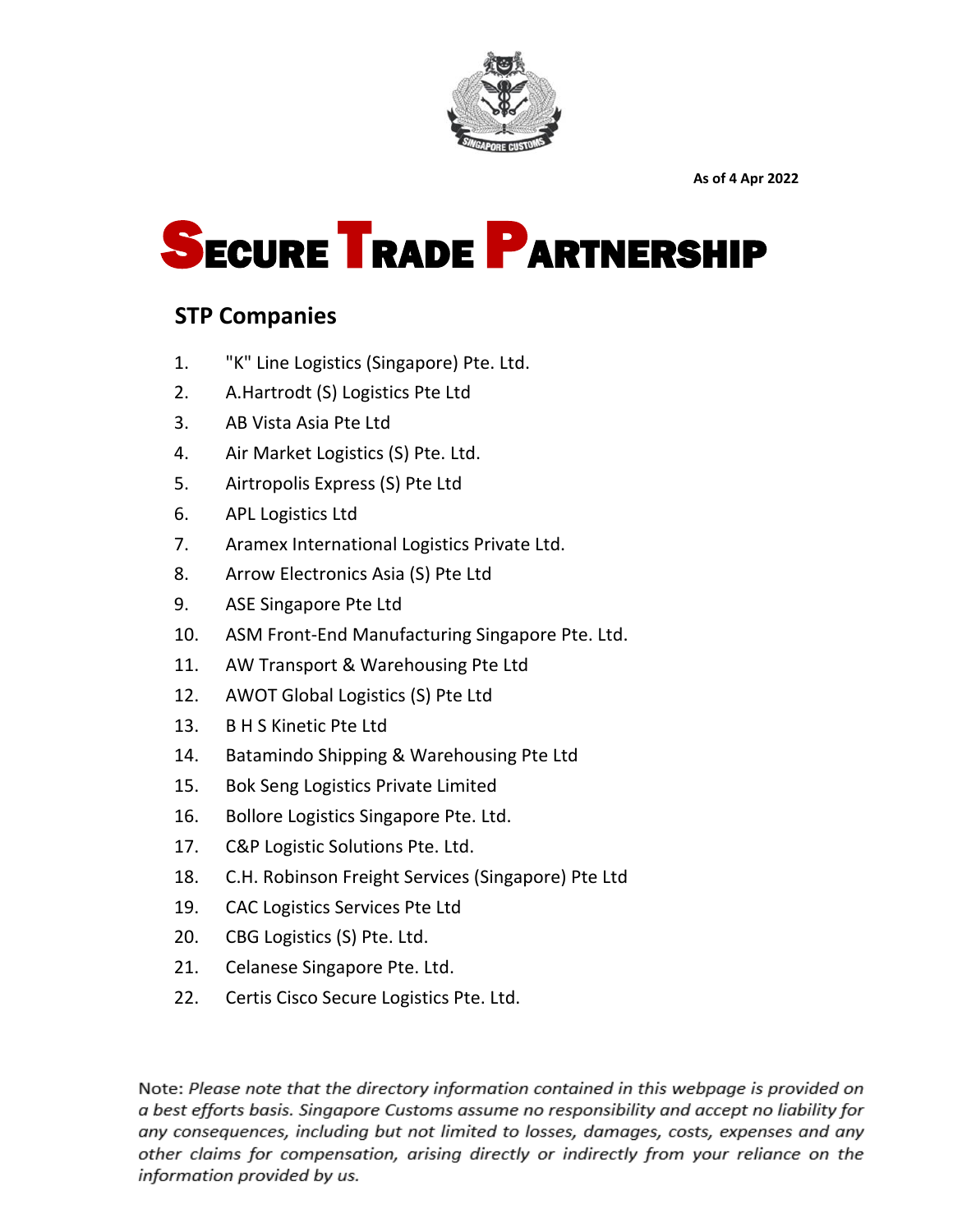As of 4 Apr 2022

# SECURE TRADE PARTNERSHIP

## STP Companies

1. "K" Line Logistics (Singapore) Pte. Ltd.
2. A.Hartrodt (S) Logistics Pte Ltd
3. AB Vista Asia Pte Ltd
4. Air Market Logistics (S) Pte. Ltd.
5. Airtropolis Express (S) Pte Ltd
6. APL Logistics Ltd
7. Aramex International Logistics Private Ltd.
8. Arrow Electronics Asia (S) Pte Ltd
9. ASE Singapore Pte Ltd
10. ASM Front-End Manufacturing Singapore Pte. Ltd.
11. AW Transport & Warehousing Pte Ltd
12. AWOT Global Logistics (S) Pte Ltd
13. B H S Kinetic Pte Ltd
14. Batamindo Shipping & Warehousing Pte Ltd
15. Bok Seng Logistics Private Limited
16. Bollore Logistics Singapore Pte. Ltd.
17. C&P Logistic Solutions Pte. Ltd.
18. C.H. Robinson Freight Services (Singapore) Pte Ltd
19. CAC Logistics Services Pte Ltd
20. CBG Logistics (S) Pte. Ltd.
21. Celanese Singapore Pte. Ltd.
22. Certis Cisco Secure Logistics Pte. Ltd.

Note: *Please note that the directory information contained in this webpage is provided on a best efforts basis. Singapore Customs assume no responsibility and accept no liability for any consequences, including but not limited to losses, damages, costs, expenses and any other claims for compensation, arising directly or indirectly from your reliance on the information provided by us.*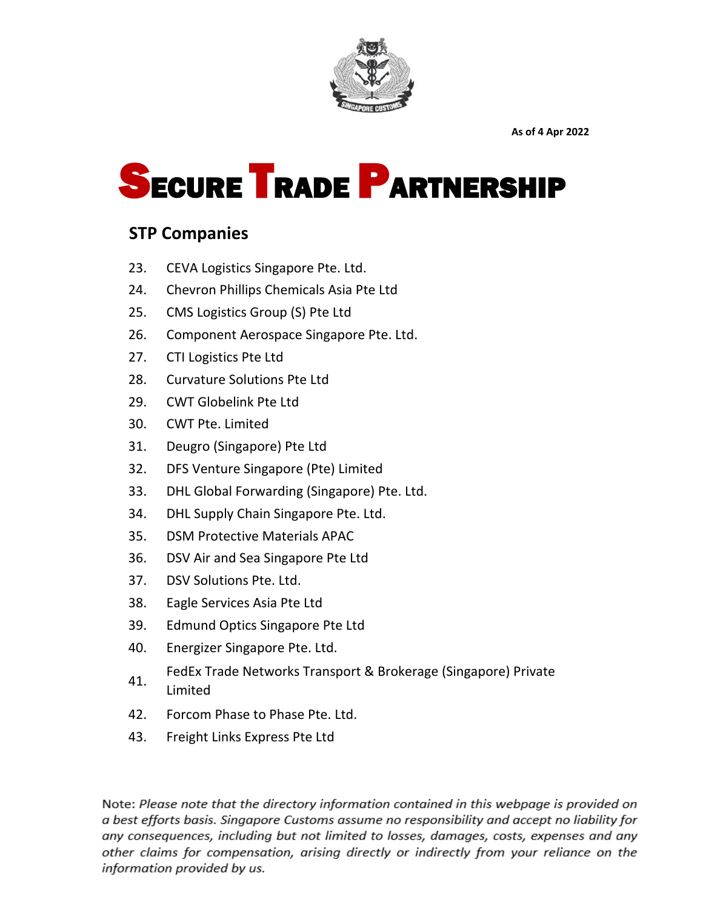As of 4 Apr 2022

# SECURE TRADE PARTNERSHIP

## STP Companies

23. CEVA Logistics Singapore Pte. Ltd.
24. Chevron Phillips Chemicals Asia Pte Ltd
25. CMS Logistics Group (S) Pte Ltd
26. Component Aerospace Singapore Pte. Ltd.
27. CTI Logistics Pte Ltd
28. Curvature Solutions Pte Ltd
29. CWT Globelink Pte Ltd
30. CWT Pte. Limited
31. Deugro (Singapore) Pte Ltd
32. DFS Venture Singapore (Pte) Limited
33. DHL Global Forwarding (Singapore) Pte. Ltd.
34. DHL Supply Chain Singapore Pte. Ltd.
35. DSM Protective Materials APAC
36. DSV Air and Sea Singapore Pte Ltd
37. DSV Solutions Pte. Ltd.
38. Eagle Services Asia Pte Ltd
39. Edmund Optics Singapore Pte Ltd
40. Energizer Singapore Pte. Ltd.
41. FedEx Trade Networks Transport & Brokerage (Singapore) Private Limited
42. Forcom Phase to Phase Pte. Ltd.
43. Freight Links Express Pte Ltd

Note: *Please note that the directory information contained in this webpage is provided on a best efforts basis. Singapore Customs assume no responsibility and accept no liability for any consequences, including but not limited to losses, damages, costs, expenses and any other claims for compensation, arising directly or indirectly from your reliance on the information provided by us.*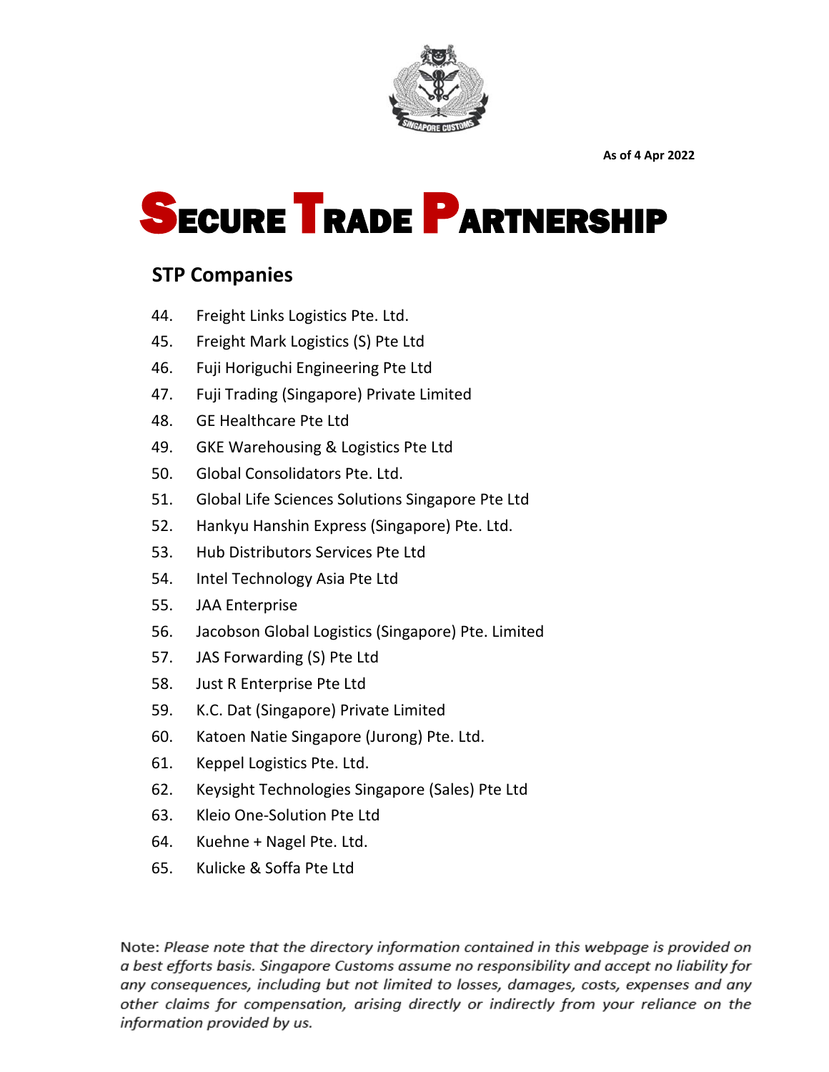As of 4 Apr 2022

# SECURE TRADE PARTNERSHIP

## STP Companies

44. Freight Links Logistics Pte. Ltd.
45. Freight Mark Logistics (S) Pte Ltd
46. Fuji Horiguchi Engineering Pte Ltd
47. Fuji Trading (Singapore) Private Limited
48. GE Healthcare Pte Ltd
49. GKE Warehousing & Logistics Pte Ltd
50. Global Consolidators Pte. Ltd.
51. Global Life Sciences Solutions Singapore Pte Ltd
52. Hankyu Hanshin Express (Singapore) Pte. Ltd.
53. Hub Distributors Services Pte Ltd
54. Intel Technology Asia Pte Ltd
55. JAA Enterprise
56. Jacobson Global Logistics (Singapore) Pte. Limited
57. JAS Forwarding (S) Pte Ltd
58. Just R Enterprise Pte Ltd
59. K.C. Dat (Singapore) Private Limited
60. Katoen Natie Singapore (Jurong) Pte. Ltd.
61. Keppel Logistics Pte. Ltd.
62. Keysight Technologies Singapore (Sales) Pte Ltd
63. Kleio One-Solution Pte Ltd
64. Kuehne + Nagel Pte. Ltd.
65. Kulicke & Soffa Pte Ltd

Note: *Please note that the directory information contained in this webpage is provided on a best efforts basis. Singapore Customs assume no responsibility and accept no liability for any consequences, including but not limited to losses, damages, costs, expenses and any other claims for compensation, arising directly or indirectly from your reliance on the information provided by us.*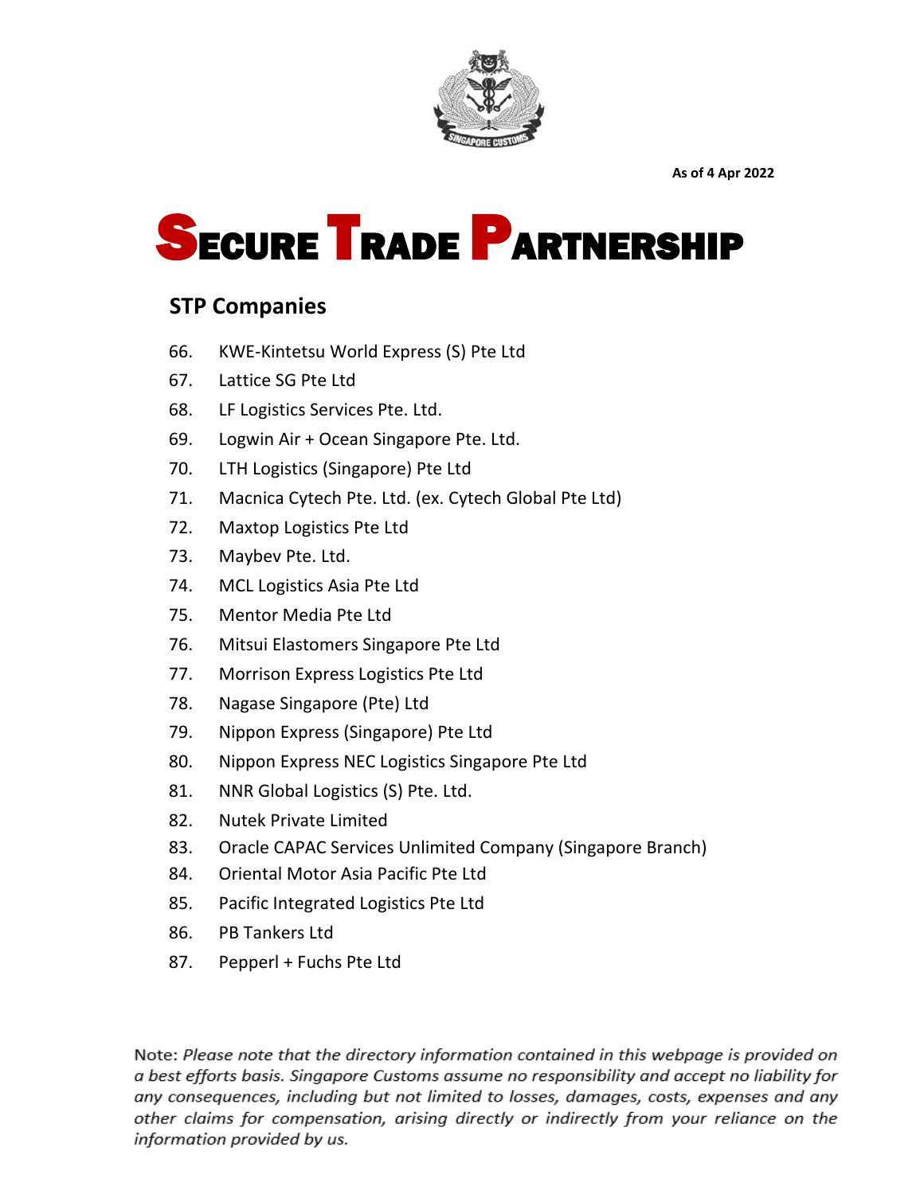As of 4 Apr 2022

# SECURE TRADE PARTNERSHIP

## STP Companies

66. KWE-Kintetsu World Express (S) Pte Ltd
67. Lattice SG Pte Ltd
68. LF Logistics Services Pte. Ltd.
69. Logwin Air + Ocean Singapore Pte. Ltd.
70. LTH Logistics (Singapore) Pte Ltd
71. Macnica Cytech Pte. Ltd. (ex. Cytech Global Pte Ltd)
72. Maxtop Logistics Pte Ltd
73. Maybev Pte. Ltd.
74. MCL Logistics Asia Pte Ltd
75. Mentor Media Pte Ltd
76. Mitsui Elastomers Singapore Pte Ltd
77. Morrison Express Logistics Pte Ltd
78. Nagase Singapore (Pte) Ltd
79. Nippon Express (Singapore) Pte Ltd
80. Nippon Express NEC Logistics Singapore Pte Ltd
81. NNR Global Logistics (S) Pte. Ltd.
82. Nutek Private Limited
83. Oracle CAPAC Services Unlimited Company (Singapore Branch)
84. Oriental Motor Asia Pacific Pte Ltd
85. Pacific Integrated Logistics Pte Ltd
86. PB Tankers Ltd
87. Pepperl + Fuchs Pte Ltd

Note: *Please note that the directory information contained in this webpage is provided on a best efforts basis. Singapore Customs assume no responsibility and accept no liability for any consequences, including but not limited to losses, damages, costs, expenses and any other claims for compensation, arising directly or indirectly from your reliance on the information provided by us.*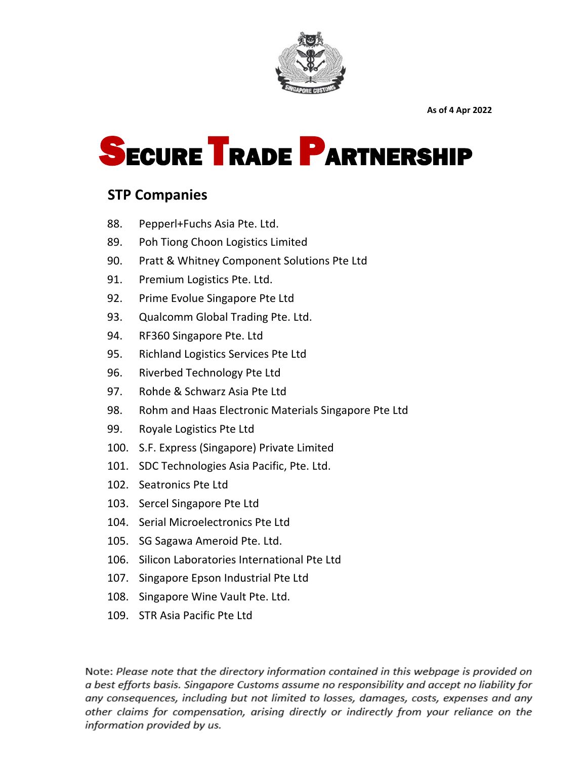As of 4 Apr 2022

# SECURE TRADE PARTNERSHIP

## STP Companies

88. Pepperl+Fuchs Asia Pte. Ltd.
89. Poh Tiong Choon Logistics Limited
90. Pratt & Whitney Component Solutions Pte Ltd
91. Premium Logistics Pte. Ltd.
92. Prime Evolue Singapore Pte Ltd
93. Qualcomm Global Trading Pte. Ltd.
94. RF360 Singapore Pte. Ltd
95. Richland Logistics Services Pte Ltd
96. Riverbed Technology Pte Ltd
97. Rohde & Schwarz Asia Pte Ltd
98. Rohm and Haas Electronic Materials Singapore Pte Ltd
99. Royale Logistics Pte Ltd
100. S.F. Express (Singapore) Private Limited
101. SDC Technologies Asia Pacific, Pte. Ltd.
102. Seatronics Pte Ltd
103. Sercel Singapore Pte Ltd
104. Serial Microelectronics Pte Ltd
105. SG Sagawa Ameroid Pte. Ltd.
106. Silicon Laboratories International Pte Ltd
107. Singapore Epson Industrial Pte Ltd
108. Singapore Wine Vault Pte. Ltd.
109. STR Asia Pacific Pte Ltd

Note: *Please note that the directory information contained in this webpage is provided on a best efforts basis. Singapore Customs assume no responsibility and accept no liability for any consequences, including but not limited to losses, damages, costs, expenses and any other claims for compensation, arising directly or indirectly from your reliance on the information provided by us.*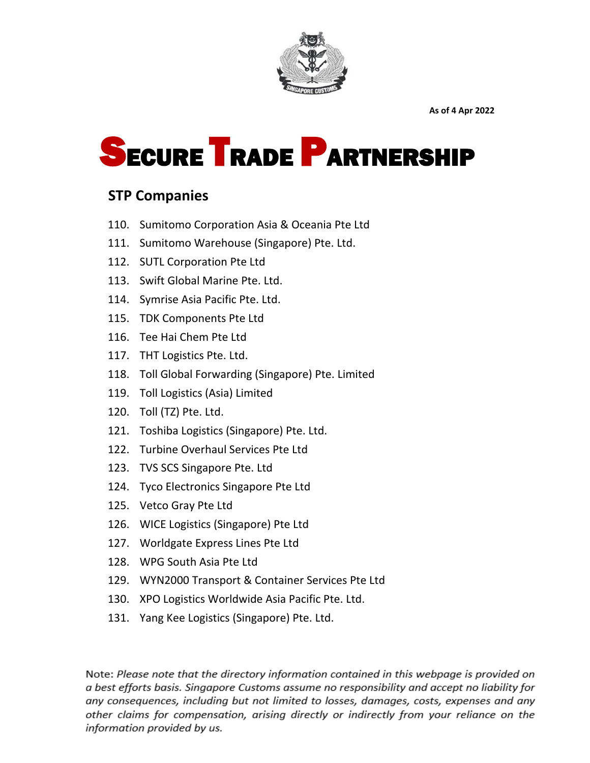As of 4 Apr 2022

# SECURE TRADE PARTNERSHIP

## STP Companies

110. Sumitomo Corporation Asia & Oceania Pte Ltd
111. Sumitomo Warehouse (Singapore) Pte. Ltd.
112. SUTL Corporation Pte Ltd
113. Swift Global Marine Pte. Ltd.
114. Symrise Asia Pacific Pte. Ltd.
115. TDK Components Pte Ltd
116. Tee Hai Chem Pte Ltd
117. THT Logistics Pte. Ltd.
118. Toll Global Forwarding (Singapore) Pte. Limited
119. Toll Logistics (Asia) Limited
120. Toll (TZ) Pte. Ltd.
121. Toshiba Logistics (Singapore) Pte. Ltd.
122. Turbine Overhaul Services Pte Ltd
123. TVS SCS Singapore Pte. Ltd
124. Tyco Electronics Singapore Pte Ltd
125. Vetco Gray Pte Ltd
126. WICE Logistics (Singapore) Pte Ltd
127. Worldgate Express Lines Pte Ltd
128. WPG South Asia Pte Ltd
129. WYN2000 Transport & Container Services Pte Ltd
130. XPO Logistics Worldwide Asia Pacific Pte. Ltd.
131. Yang Kee Logistics (Singapore) Pte. Ltd.

Note: *Please note that the directory information contained in this webpage is provided on a best efforts basis. Singapore Customs assume no responsibility and accept no liability for any consequences, including but not limited to losses, damages, costs, expenses and any other claims for compensation, arising directly or indirectly from your reliance on the information provided by us.*